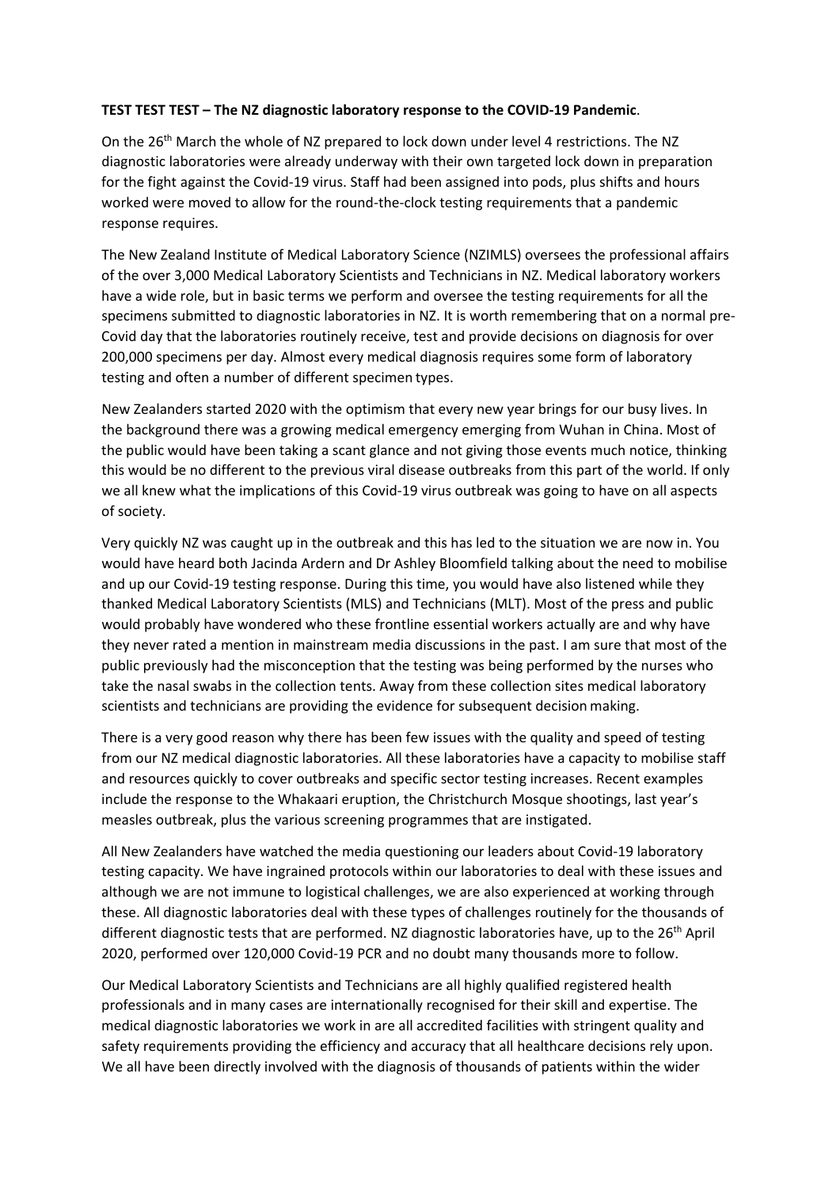**TEST TEST TEST – The NZ diagnostic laboratory response to the COVID-19 Pandemic**.

On the 26th March the whole of NZ prepared to lock down under level 4 restrictions. The NZ diagnostic laboratories were already underway with their own targeted lock down in preparation for the fight against the Covid-19 virus. Staff had been assigned into pods, plus shifts and hours worked were moved to allow for the round-the-clock testing requirements that a pandemic response requires.

The New Zealand Institute of Medical Laboratory Science (NZIMLS) oversees the professional affairs of the over 3,000 Medical Laboratory Scientists and Technicians in NZ. Medical laboratory workers have a wide role, but in basic terms we perform and oversee the testing requirements for all the specimens submitted to diagnostic laboratories in NZ. It is worth remembering that on a normal pre-Covid day that the laboratories routinely receive, test and provide decisions on diagnosis for over 200,000 specimens per day. Almost every medical diagnosis requires some form of laboratory testing and often a number of different specimen types.

New Zealanders started 2020 with the optimism that every new year brings for our busy lives. In the background there was a growing medical emergency emerging from Wuhan in China. Most of the public would have been taking a scant glance and not giving those events much notice, thinking this would be no different to the previous viral disease outbreaks from this part of the world. If only we all knew what the implications of this Covid-19 virus outbreak was going to have on all aspects of society.

Very quickly NZ was caught up in the outbreak and this has led to the situation we are now in. You would have heard both Jacinda Ardern and Dr Ashley Bloomfield talking about the need to mobilise and up our Covid-19 testing response. During this time, you would have also listened while they thanked Medical Laboratory Scientists (MLS) and Technicians (MLT). Most of the press and public would probably have wondered who these frontline essential workers actually are and why have they never rated a mention in mainstream media discussions in the past. I am sure that most of the public previously had the misconception that the testing was being performed by the nurses who take the nasal swabs in the collection tents. Away from these collection sites medical laboratory scientists and technicians are providing the evidence for subsequent decision making.

There is a very good reason why there has been few issues with the quality and speed of testing from our NZ medical diagnostic laboratories. All these laboratories have a capacity to mobilise staff and resources quickly to cover outbreaks and specific sector testing increases. Recent examples include the response to the Whakaari eruption, the Christchurch Mosque shootings, last year's measles outbreak, plus the various screening programmes that are instigated.

All New Zealanders have watched the media questioning our leaders about Covid-19 laboratory testing capacity. We have ingrained protocols within our laboratories to deal with these issues and although we are not immune to logistical challenges, we are also experienced at working through these. All diagnostic laboratories deal with these types of challenges routinely for the thousands of different diagnostic tests that are performed. NZ diagnostic laboratories have, up to the 26th April 2020, performed over 120,000 Covid-19 PCR and no doubt many thousands more to follow.

Our Medical Laboratory Scientists and Technicians are all highly qualified registered health professionals and in many cases are internationally recognised for their skill and expertise. The medical diagnostic laboratories we work in are all accredited facilities with stringent quality and safety requirements providing the efficiency and accuracy that all healthcare decisions rely upon. We all have been directly involved with the diagnosis of thousands of patients within the wider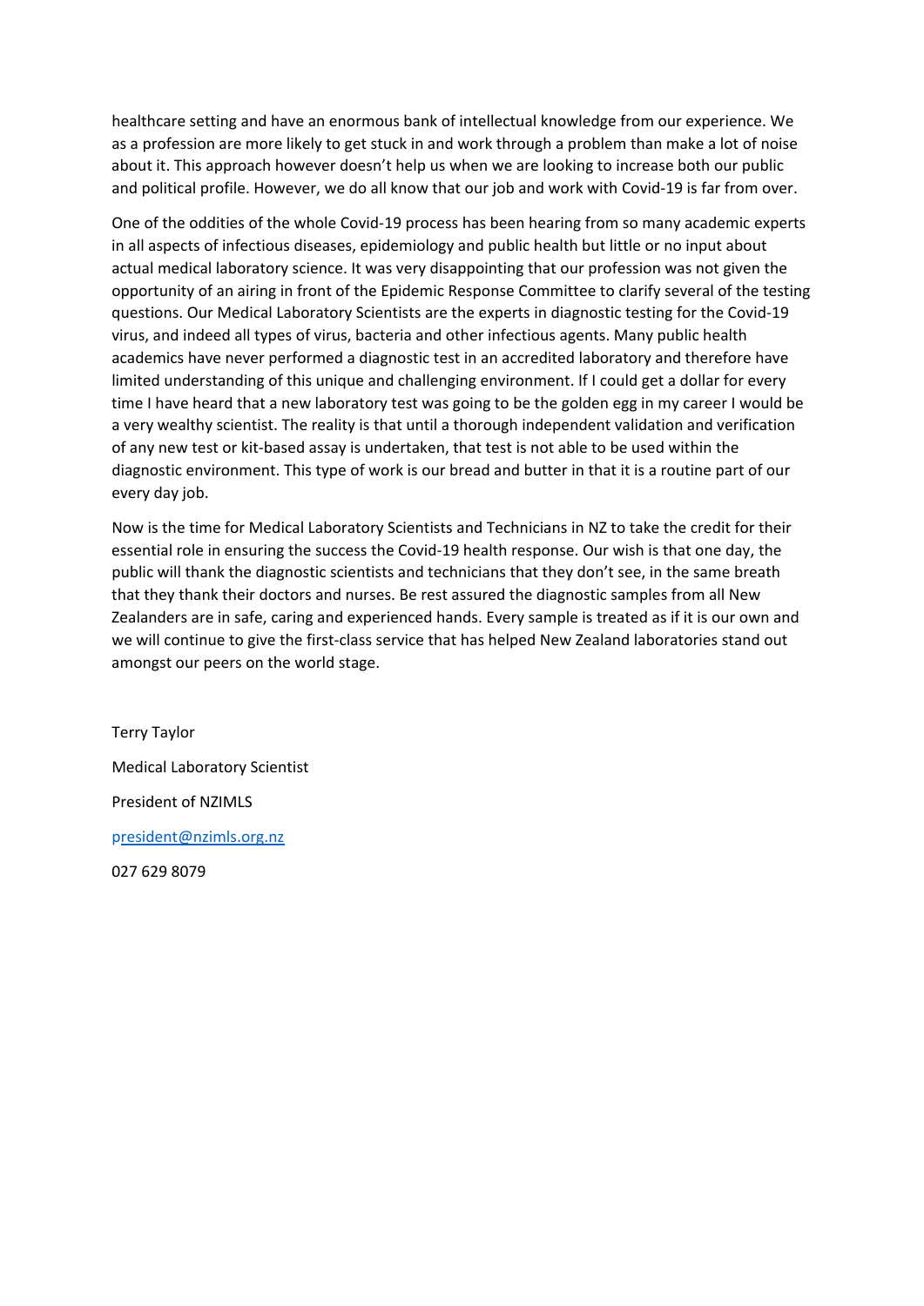healthcare setting and have an enormous bank of intellectual knowledge from our experience. We as a profession are more likely to get stuck in and work through a problem than make a lot of noise about it. This approach however doesn't help us when we are looking to increase both our public and political profile. However, we do all know that our job and work with Covid-19 is far from over.

One of the oddities of the whole Covid-19 process has been hearing from so many academic experts in all aspects of infectious diseases, epidemiology and public health but little or no input about actual medical laboratory science. It was very disappointing that our profession was not given the opportunity of an airing in front of the Epidemic Response Committee to clarify several of the testing questions. Our Medical Laboratory Scientists are the experts in diagnostic testing for the Covid-19 virus, and indeed all types of virus, bacteria and other infectious agents. Many public health academics have never performed a diagnostic test in an accredited laboratory and therefore have limited understanding of this unique and challenging environment. If I could get a dollar for every time I have heard that a new laboratory test was going to be the golden egg in my career I would be a very wealthy scientist. The reality is that until a thorough independent validation and verification of any new test or kit-based assay is undertaken, that test is not able to be used within the diagnostic environment. This type of work is our bread and butter in that it is a routine part of our every day job.

Now is the time for Medical Laboratory Scientists and Technicians in NZ to take the credit for their essential role in ensuring the success the Covid-19 health response. Our wish is that one day, the public will thank the diagnostic scientists and technicians that they don't see, in the same breath that they thank their doctors and nurses. Be rest assured the diagnostic samples from all New Zealanders are in safe, caring and experienced hands. Every sample is treated as if it is our own and we will continue to give the first-class service that has helped New Zealand laboratories stand out amongst our peers on the world stage.

Terry Taylor

Medical Laboratory Scientist

President of NZIMLS

president@nzimls.org.nz

027 629 8079